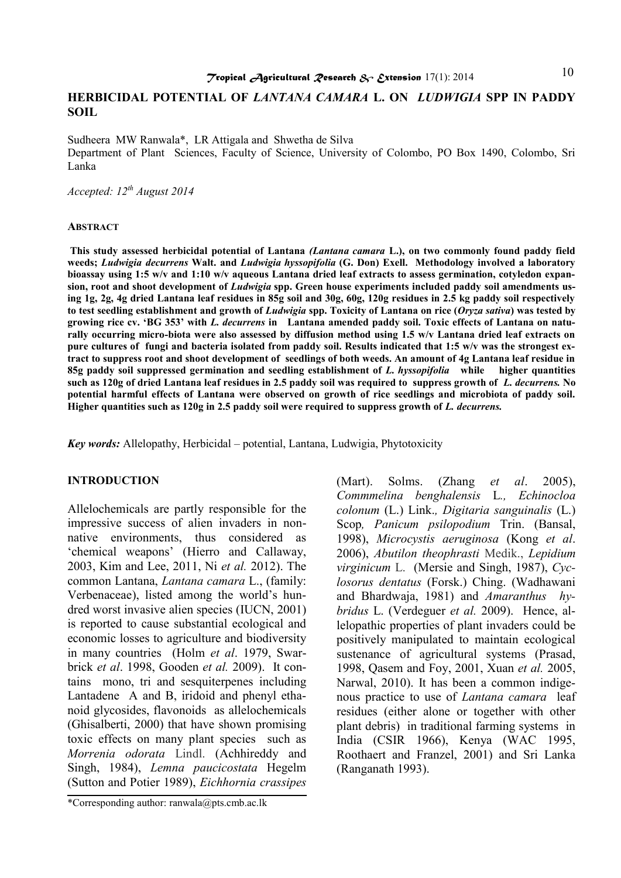# HERBICIDAL POTENTIAL OF *LANTANA CAMARA* L. ON *LUDWIGIA* SPP IN PADDY SOIL

Sudheera MW Ranwala*, LR Attigala and Shwetha de Silva

Department of Plant Sciences, Faculty of Science, University of Colombo, PO Box 1490, Colombo, Sri Lanka

*Accepted: 12th August 2014*

## ABSTRACT

**This study assessed herbicidal potential of Lantana *(Lantana camara* L.), on two commonly found paddy field weeds; *Ludwigia decurrens* Walt. and *Ludwigia hyssopifolia* (G. Don) Exell. Methodology involved a laboratory bioassay using 1:5 w/v and 1:10 w/v aqueous Lantana dried leaf extracts to assess germination, cotyledon expansion, root and shoot development of *Ludwigia* spp. Green house experiments included paddy soil amendments using 1g, 2g, 4g dried Lantana leaf residues in 85g soil and 30g, 60g, 120g residues in 2.5 kg paddy soil respectively to test seedling establishment and growth of *Ludwigia* spp. Toxicity of Lantana on rice (*Oryza sativa*) was tested by growing rice cv. 'BG 353' with *L. decurrens* in Lantana amended paddy soil. Toxic effects of Lantana on naturally occurring micro-biota were also assessed by diffusion method using 1.5 w/v Lantana dried leaf extracts on pure cultures of fungi and bacteria isolated from paddy soil. Results indicated that 1:5 w/v was the strongest extract to suppress root and shoot development of seedlings of both weeds. An amount of 4g Lantana leaf residue in 85g paddy soil suppressed germination and seedling establishment of *L. hyssopifolia* while higher quantities such as 120g of dried Lantana leaf residues in 2.5 paddy soil was required to suppress growth of *L. decurrens.* No potential harmful effects of Lantana were observed on growth of rice seedlings and microbiota of paddy soil. Higher quantities such as 120g in 2.5 paddy soil were required to suppress growth of *L. decurrens.***

***Key words:*** Allelopathy, Herbicidal – potential, Lantana, Ludwigia, Phytotoxicity

## INTRODUCTION

Allelochemicals are partly responsible for the impressive success of alien invaders in non-native environments, thus considered as 'chemical weapons' (Hierro and Callaway, 2003, Kim and Lee, 2011, Ni *et al.* 2012). The common Lantana, *Lantana camara* L., (family: Verbenaceae), listed among the world's hundred worst invasive alien species (IUCN, 2001) is reported to cause substantial ecological and economic losses to agriculture and biodiversity in many countries (Holm *et al*. 1979, Swarbrick *et al*. 1998, Gooden *et al.* 2009). It contains mono, tri and sesquiterpenes including Lantadene A and B, iridoid and phenyl ethanoid glycosides, flavonoids as allelochemicals (Ghisalberti, 2000) that have shown promising toxic effects on many plant species such as *Morrenia odorata* Lindl. (Achhireddy and Singh, 1984), *Lemna paucicostata* Hegelm (Sutton and Potier 1989), *Eichhornia crassipes* (Mart). Solms. (Zhang *et al*. 2005), *Commmelina benghalensis* L*., Echinocloa colonum* (L.) Link*., Digitaria sanguinalis* (L.) Scop*, Panicum psilopodium* Trin. (Bansal, 1998), *Microcystis aeruginosa* (Kong *et al*. 2006), *Abutilon theophrasti* Medik., *Lepidium virginicum* L. (Mersie and Singh, 1987), *Cyclosorus dentatus* (Forsk.) Ching. (Wadhawani and Bhardwaja, 1981) and *Amaranthus hybridus* L. (Verdeguer *et al.* 2009). Hence, allelopathic properties of plant invaders could be positively manipulated to maintain ecological sustenance of agricultural systems (Prasad, 1998, Qasem and Foy, 2001, Xuan *et al.* 2005, Narwal, 2010). It has been a common indigenous practice to use of *Lantana camara* leaf residues (either alone or together with other plant debris) in traditional farming systems in India (CSIR 1966), Kenya (WAC 1995, Roothaert and Franzel, 2001) and Sri Lanka (Ranganath 1993).

*Corresponding author: ranwala@pts.cmb.ac.lk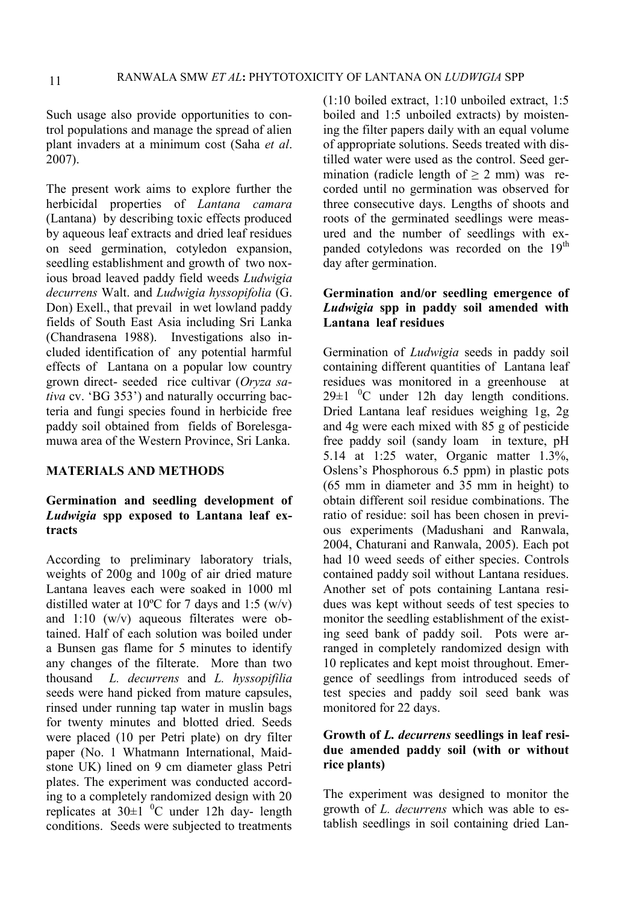Such usage also provide opportunities to control populations and manage the spread of alien plant invaders at a minimum cost (Saha *et al*. 2007).

The present work aims to explore further the herbicidal properties of *Lantana camara* (Lantana) by describing toxic effects produced by aqueous leaf extracts and dried leaf residues on seed germination, cotyledon expansion, seedling establishment and growth of two noxious broad leaved paddy field weeds *Ludwigia decurrens* Walt. and *Ludwigia hyssopifolia* (G. Don) Exell., that prevail in wet lowland paddy fields of South East Asia including Sri Lanka (Chandrasena 1988). Investigations also included identification of any potential harmful effects of Lantana on a popular low country grown direct- seeded rice cultivar (*Oryza sativa* cv. 'BG 353') and naturally occurring bacteria and fungi species found in herbicide free paddy soil obtained from fields of Borelesgamuwa area of the Western Province, Sri Lanka.

## MATERIALS AND METHODS

### Germination and seedling development of *Ludwigia* spp exposed to Lantana leaf extracts

According to preliminary laboratory trials, weights of 200g and 100g of air dried mature Lantana leaves each were soaked in 1000 ml distilled water at 10ºC for 7 days and 1:5 (w/v) and 1:10 (w/v) aqueous filterates were obtained. Half of each solution was boiled under a Bunsen gas flame for 5 minutes to identify any changes of the filterate. More than two thousand *L. decurrens* and *L. hyssopifilia* seeds were hand picked from mature capsules, rinsed under running tap water in muslin bags for twenty minutes and blotted dried. Seeds were placed (10 per Petri plate) on dry filter paper (No. 1 Whatmann International, Maidstone UK) lined on 9 cm diameter glass Petri plates. The experiment was conducted according to a completely randomized design with 20 replicates at 30±1 $^0$C under 12h day- length conditions. Seeds were subjected to treatments (1:10 boiled extract, 1:10 unboiled extract, 1:5 boiled and 1:5 unboiled extracts) by moistening the filter papers daily with an equal volume of appropriate solutions. Seeds treated with distilled water were used as the control. Seed germination (radicle length of ≥ 2 mm) was recorded until no germination was observed for three consecutive days. Lengths of shoots and roots of the germinated seedlings were measured and the number of seedlings with expanded cotyledons was recorded on the 19$^{th}$ day after germination.

### Germination and/or seedling emergence of *Ludwigia* spp in paddy soil amended with Lantana leaf residues

Germination of *Ludwigia* seeds in paddy soil containing different quantities of Lantana leaf residues was monitored in a greenhouse at 29±1 $^0$C under 12h day length conditions. Dried Lantana leaf residues weighing 1g, 2g and 4g were each mixed with 85 g of pesticide free paddy soil (sandy loam in texture, pH 5.14 at 1:25 water, Organic matter 1.3%, Oslens's Phosphorous 6.5 ppm) in plastic pots (65 mm in diameter and 35 mm in height) to obtain different soil residue combinations. The ratio of residue: soil has been chosen in previous experiments (Madushani and Ranwala, 2004, Chaturani and Ranwala, 2005). Each pot had 10 weed seeds of either species. Controls contained paddy soil without Lantana residues. Another set of pots containing Lantana residues was kept without seeds of test species to monitor the seedling establishment of the existing seed bank of paddy soil. Pots were arranged in completely randomized design with 10 replicates and kept moist throughout. Emergence of seedlings from introduced seeds of test species and paddy soil seed bank was monitored for 22 days.

### Growth of *L. decurrens* seedlings in leaf residue amended paddy soil (with or without rice plants)

The experiment was designed to monitor the growth of *L. decurrens* which was able to establish seedlings in soil containing dried Lan-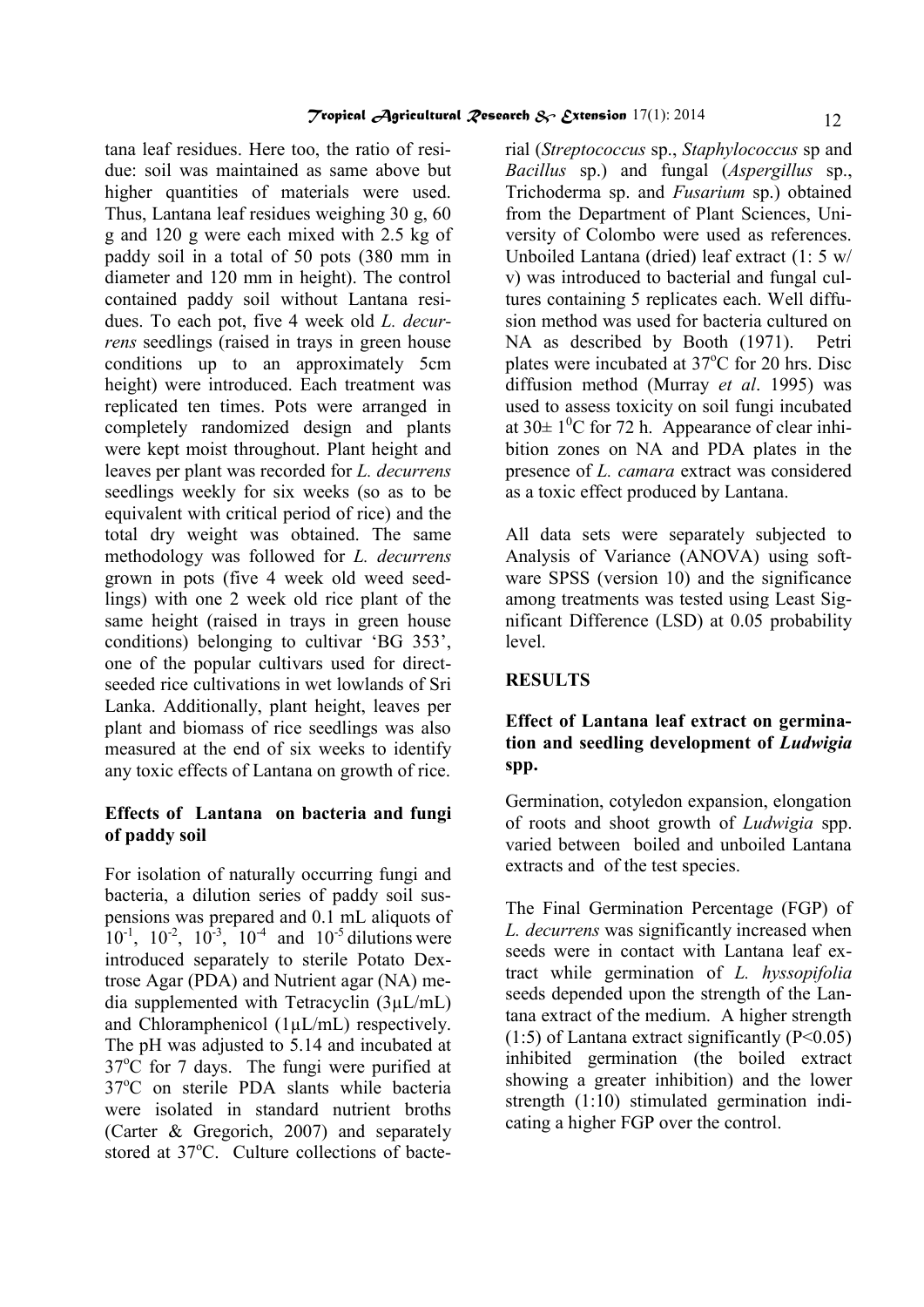tana leaf residues. Here too, the ratio of residue: soil was maintained as same above but higher quantities of materials were used. Thus, Lantana leaf residues weighing 30 g, 60 g and 120 g were each mixed with 2.5 kg of paddy soil in a total of 50 pots (380 mm in diameter and 120 mm in height). The control contained paddy soil without Lantana residues. To each pot, five 4 week old *L. decurrens* seedlings (raised in trays in green house conditions up to an approximately 5cm height) were introduced. Each treatment was replicated ten times. Pots were arranged in completely randomized design and plants were kept moist throughout. Plant height and leaves per plant was recorded for *L. decurrens* seedlings weekly for six weeks (so as to be equivalent with critical period of rice) and the total dry weight was obtained. The same methodology was followed for *L. decurrens* grown in pots (five 4 week old weed seedlings) with one 2 week old rice plant of the same height (raised in trays in green house conditions) belonging to cultivar 'BG 353', one of the popular cultivars used for direct-seeded rice cultivations in wet lowlands of Sri Lanka. Additionally, plant height, leaves per plant and biomass of rice seedlings was also measured at the end of six weeks to identify any toxic effects of Lantana on growth of rice.

**Effects of Lantana on bacteria and fungi of paddy soil**

For isolation of naturally occurring fungi and bacteria, a dilution series of paddy soil suspensions was prepared and 0.1 mL aliquots of $10^{-1}$, $10^{-2}$, $10^{-3}$, $10^{-4}$ and $10^{-5}$ dilutions were introduced separately to sterile Potato Dextrose Agar (PDA) and Nutrient agar (NA) media supplemented with Tetracyclin (3µL/mL) and Chloramphenicol (1µL/mL) respectively. The pH was adjusted to 5.14 and incubated at 37°C for 7 days. The fungi were purified at 37°C on sterile PDA slants while bacteria were isolated in standard nutrient broths (Carter & Gregorich, 2007) and separately stored at 37°C. Culture collections of bacterial (*Streptococcus* sp., *Staphylococcus* sp and *Bacillus* sp.) and fungal (*Aspergillus* sp., Trichoderma sp. and *Fusarium* sp.) obtained from the Department of Plant Sciences, University of Colombo were used as references. Unboiled Lantana (dried) leaf extract (1: 5 w/v) was introduced to bacterial and fungal cultures containing 5 replicates each. Well diffusion method was used for bacteria cultured on NA as described by Booth (1971). Petri plates were incubated at 37°C for 20 hrs. Disc diffusion method (Murray *et al*. 1995) was used to assess toxicity on soil fungi incubated at 30± 1°C for 72 h. Appearance of clear inhibition zones on NA and PDA plates in the presence of *L. camara* extract was considered as a toxic effect produced by Lantana.

All data sets were separately subjected to Analysis of Variance (ANOVA) using software SPSS (version 10) and the significance among treatments was tested using Least Significant Difference (LSD) at 0.05 probability level.

## RESULTS

**Effect of Lantana leaf extract on germination and seedling development of *Ludwigia* spp.**

Germination, cotyledon expansion, elongation of roots and shoot growth of *Ludwigia* spp. varied between boiled and unboiled Lantana extracts and of the test species.

The Final Germination Percentage (FGP) of *L. decurrens* was significantly increased when seeds were in contact with Lantana leaf extract while germination of *L. hyssopifolia* seeds depended upon the strength of the Lantana extract of the medium. A higher strength (1:5) of Lantana extract significantly ($P<0.05$) inhibited germination (the boiled extract showing a greater inhibition) and the lower strength (1:10) stimulated germination indicating a higher FGP over the control.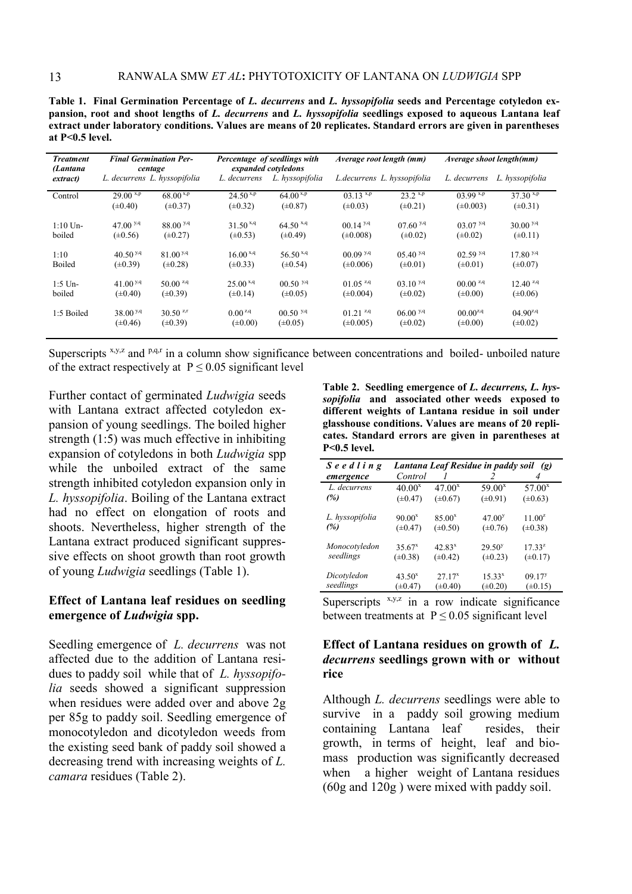**Table 1. Final Germination Percentage of *L. decurrens* and *L. hyssopifolia* seeds and Percentage cotyledon expansion, root and shoot lengths of *L. decurrens* and *L. hyssopifolia* seedlings exposed to aqueous Lantana leaf extract under laboratory conditions. Values are means of 20 replicates. Standard errors are given in parentheses at P<0.5 level.**

| *Treatment (Lantana extract)* | *Final Germination Percentage* | | *Percentage of seedlings with expanded cotyledons* | | *Average root length (mm)* | | *Average shoot length(mm)* | |
|---|---|---|---|---|---|---|---|---|
| | *L. decurrens* | *L. hyssopifolia* | *L. decurrens* | *L. hyssopifolia* | *L.decurrens* | *L. hyssopifolia* | *L. decurrens* | *L. hyssopifolia* |
| Control | $29.00^{x,p}$ (±0.40) | $68.00^{x,p}$ (±0.37) | $24.50^{x,p}$ (±0.32) | $64.00^{x,p}$ (±0.87) | $03.13^{x,p}$ (±0.03) | $23.2^{x,p}$ (±0.21) | $03.99^{x,p}$ (±0.003) | $37.30^{x,p}$ (±0.31) |
| 1:10 Un-boiled | $47.00^{y,q}$ (±0.56) | $88.00^{y,q}$ (±0.27) | $31.50^{x,q}$ (±0.53) | $64.50^{x,q}$ (±0.49) | $00.14^{y,q}$ (±0.008) | $07.60^{y,q}$ (±0.02) | $03.07^{y,q}$ (±0.02) | $30.00^{y,q}$ (±0.11) |
| 1:10 Boiled | $40.50^{y,q}$ (±0.39) | $81.00^{y,q}$ (±0.28) | $16.00^{x,q}$ (±0.33) | $56.50^{x,q}$ (±0.54) | $00.09^{y,q}$ (±0.006) | $05.40^{y,q}$ (±0.01) | $02.59^{y,q}$ (±0.01) | $17.80^{y,q}$ (±0.07) |
| 1:5 Un-boiled | $41.00^{y,q}$ (±0.40) | $50.00^{z,q}$ (±0.39) | $25.00^{x,q}$ (±0.14) | $00.50^{y,q}$ (±0.05) | $01.05^{z,q}$ (±0.004) | $03.10^{y,q}$ (±0.02) | $00.00^{z,q}$ (±0.00) | $12.40^{z,q}$ (±0.06) |
| 1:5 Boiled | $38.00^{y,q}$ (±0.46) | $30.50^{z,r}$ (±0.39) | $0.00^{z,q}$ (±0.00) | $00.50^{y,q}$ (±0.05) | $01.21^{z,q}$ (±0.005) | $06.00^{y,q}$ (±0.02) | $00.00^{z,q}$ (±0.00) | $04.90^{z,q}$ (±0.02) |

Superscripts x,y,z and p,q,r in a column show significance between concentrations and boiled- unboiled nature of the extract respectively at $P \leq 0.05$ significant level

Further contact of germinated *Ludwigia* seeds with Lantana extract affected cotyledon expansion of young seedlings. The boiled higher strength (1:5) was much effective in inhibiting expansion of cotyledons in both *Ludwigia* spp while the unboiled extract of the same strength inhibited cotyledon expansion only in *L. hyssopifolia*. Boiling of the Lantana extract had no effect on elongation of roots and shoots. Nevertheless, higher strength of the Lantana extract produced significant suppressive effects on shoot growth than root growth of young *Ludwigia* seedlings (Table 1).

### Effect of Lantana leaf residues on seedling emergence of *Ludwigia* spp.

Seedling emergence of *L. decurrens* was not affected due to the addition of Lantana residues to paddy soil while that of *L. hyssopifolia* seeds showed a significant suppression when residues were added over and above 2g per 85g to paddy soil. Seedling emergence of monocotyledon and dicotyledon weeds from the existing seed bank of paddy soil showed a decreasing trend with increasing weights of *L. camara* residues (Table 2).

**Table 2. Seedling emergence of *L. decurrens, L. hyssopifolia* and associated other weeds exposed to different weights of Lantana residue in soil under glasshouse conditions. Values are means of 20 replicates. Standard errors are given in parentheses at P<0.5 level.**

| *Seedling emergence* | *Lantana Leaf Residue in paddy soil (g)* | | | |
|---|---|---|---|---|
| | *Control* | *1* | *2* | *4* |
| *L. decurrens (%)* | $40.00^{x}$ (±0.47) | $47.00^{x}$ (±0.67) | $59.00^{x}$ (±0.91) | $57.00^{x}$ (±0.63) |
| *L. hyssopifolia (%)* | $90.00^{x}$ (±0.47) | $85.00^{x}$ (±0.50) | $47.00^{y}$ (±0.76) | $11.00^{z}$ (±0.38) |
| *Monocotyledon seedlings* | $35.67^{x}$ (±0.38) | $42.83^{x}$ (±0.42) | $29.50^{y}$ (±0.23) | $17.33^{z}$ (±0.17) |
| *Dicotyledon seedlings* | $43.50^{x}$ (±0.47) | $27.17^{x}$ (±0.40) | $15.33^{x}$ (±0.20) | $09.17^{y}$ (±0.15) |

Superscripts x,y,z in a row indicate significance between treatments at $P \leq 0.05$ significant level

### Effect of Lantana residues on growth of *L. decurrens* seedlings grown with or without rice

Although *L. decurrens* seedlings were able to survive in a paddy soil growing medium containing Lantana leaf resides, their growth, in terms of height, leaf and biomass production was significantly decreased when a higher weight of Lantana residues (60g and 120g ) were mixed with paddy soil.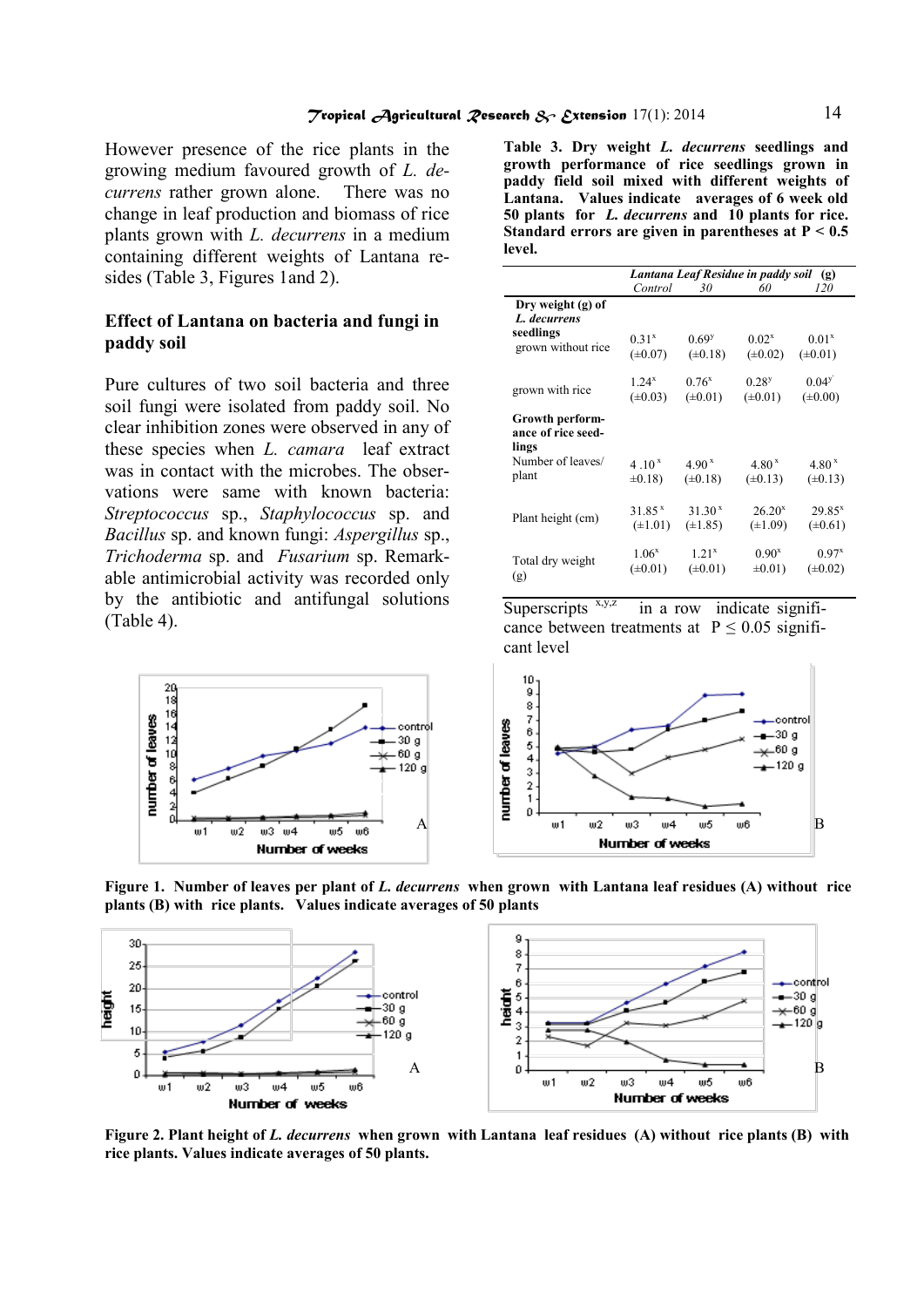However presence of the rice plants in the growing medium favoured growth of *L. decurrens* rather grown alone. There was no change in leaf production and biomass of rice plants grown with *L. decurrens* in a medium containing different weights of Lantana resides (Table 3, Figures 1and 2).

## Effect of Lantana on bacteria and fungi in paddy soil

Pure cultures of two soil bacteria and three soil fungi were isolated from paddy soil. No clear inhibition zones were observed in any of these species when *L. camara* leaf extract was in contact with the microbes. The observations were same with known bacteria: *Streptococcus* sp., *Staphylococcus* sp. and *Bacillus* sp. and known fungi: *Aspergillus* sp., *Trichoderma* sp. and *Fusarium* sp. Remarkable antimicrobial activity was recorded only by the antibiotic and antifungal solutions (Table 4).

**Table 3. Dry weight *L. decurrens* seedlings and growth performance of rice seedlings grown in paddy field soil mixed with different weights of Lantana. Values indicate averages of 6 week old 50 plants for *L. decurrens* and 10 plants for rice. Standard errors are given in parentheses at P < 0.5 level.**

| | *Lantana Leaf Residue in paddy soil (g)* | | | |
|---|---|---|---|---|
| | *Control* | *30* | *60* | *120* |
| **Dry weight (g) of *L. decurrens* seedlings** | | | | |
| grown without rice | $0.31^x$ (±0.07) | $0.69^y$ (±0.18) | $0.02^x$ (±0.02) | $0.01^x$ (±0.01) |
| grown with rice | $1.24^x$ (±0.03) | $0.76^x$ (±0.01) | $0.28^y$ (±0.01) | $0.04^{y'}$ (±0.00) |
| **Growth performance of rice seedlings** | | | | |
| Number of leaves/ plant | $4.10^x$ ±0.18) | $4.90^x$ (±0.18) | $4.80^x$ (±0.13) | $4.80^x$ (±0.13) |
| Plant height (cm) | $31.85^x$ (±1.01) | $31.30^x$ (±1.85) | $26.20^x$ (±1.09) | $29.85^x$ (±0.61) |
| Total dry weight (g) | $1.06^x$ (±0.01) | $1.21^x$ (±0.01) | $0.90^x$ ±0.01) | $0.97^x$ (±0.02) |

Superscripts $^{x,y,z}$ in a row indicate significance between treatments at $P \leq 0.05$ significant level

**Figure 1. Number of leaves per plant of *L. decurrens* when grown with Lantana leaf residues (A) without rice plants (B) with rice plants. Values indicate averages of 50 plants**

**Figure 2. Plant height of *L. decurrens* when grown with Lantana leaf residues (A) without rice plants (B) with rice plants. Values indicate averages of 50 plants.**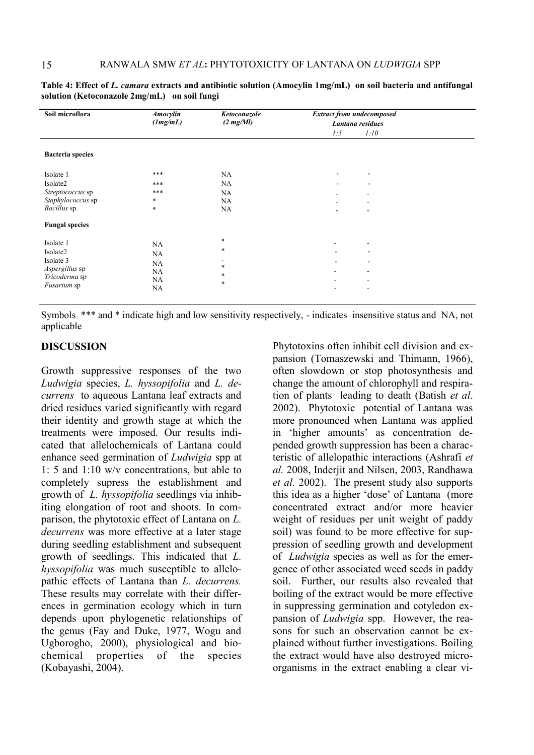**Table 4: Effect of *L. camara* extracts and antibiotic solution (Amocylin 1mg/mL) on soil bacteria and antifungal solution (Ketoconazole 2mg/mL) on soil fungi**

| Soil microflora | *Amocylin (1mg/mL)* | *Ketoconazole (2 mg/Ml)* | *Extract from undecomposed Lantana residues* | |
|---|---|---|---|---|
| | | | *1:5* | *1:10* |
| **Bacteria species** | | | | |
| Isolate 1 | *** | NA | - | - |
| Isolate2 | *** | NA | - | - |
| *Streptococcus* sp | *** | NA | - | - |
| *Staphylococcus* sp | * | NA | - | - |
| *Bacillus* sp. | * | NA | - | - |
| **Fungal species** | | | | |
| Isolate 1 | NA | * | - | - |
| Isolate2 | NA | * | - | - |
| Isolate 3 | NA | - | - | - |
| *Aspergillus* sp | NA | * | - | - |
| *Tricoderma* sp | NA | * | - | - |
| *Fusarium* sp | NA | * | - | - |

Symbols *** and * indicate high and low sensitivity respectively, - indicates insensitive status and NA, not applicable

## DISCUSSION

Growth suppressive responses of the two *Ludwigia* species, *L. hyssopifolia* and *L. decurrens* to aqueous Lantana leaf extracts and dried residues varied significantly with regard their identity and growth stage at which the treatments were imposed. Our results indicated that allelochemicals of Lantana could enhance seed germination of *Ludwigia* spp at 1: 5 and 1:10 w/v concentrations, but able to completely supress the establishment and growth of *L. hyssopifolia* seedlings via inhibiting elongation of root and shoots. In comparison, the phytotoxic effect of Lantana on *L. decurrens* was more effective at a later stage during seedling establishment and subsequent growth of seedlings. This indicated that *L. hyssopifolia* was much susceptible to allelopathic effects of Lantana than *L. decurrens.* These results may correlate with their differences in germination ecology which in turn depends upon phylogenetic relationships of the genus (Fay and Duke, 1977, Wogu and Ugborogho, 2000), physiological and biochemical properties of the species (Kobayashi, 2004).

Phytotoxins often inhibit cell division and expansion (Tomaszewski and Thimann, 1966), often slowdown or stop photosynthesis and change the amount of chlorophyll and respiration of plants leading to death (Batish *et al*. 2002). Phytotoxic potential of Lantana was more pronounced when Lantana was applied in 'higher amounts' as concentration depended growth suppression has been a characteristic of allelopathic interactions (Ashrafi *et al.* 2008, Inderjit and Nilsen, 2003, Randhawa *et al.* 2002). The present study also supports this idea as a higher 'dose' of Lantana (more concentrated extract and/or more heavier weight of residues per unit weight of paddy soil) was found to be more effective for suppression of seedling growth and development of *Ludwigia* species as well as for the emergence of other associated weed seeds in paddy soil. Further, our results also revealed that boiling of the extract would be more effective in suppressing germination and cotyledon expansion of *Ludwigia* spp. However, the reasons for such an observation cannot be explained without further investigations. Boiling the extract would have also destroyed microorganisms in the extract enabling a clear vi-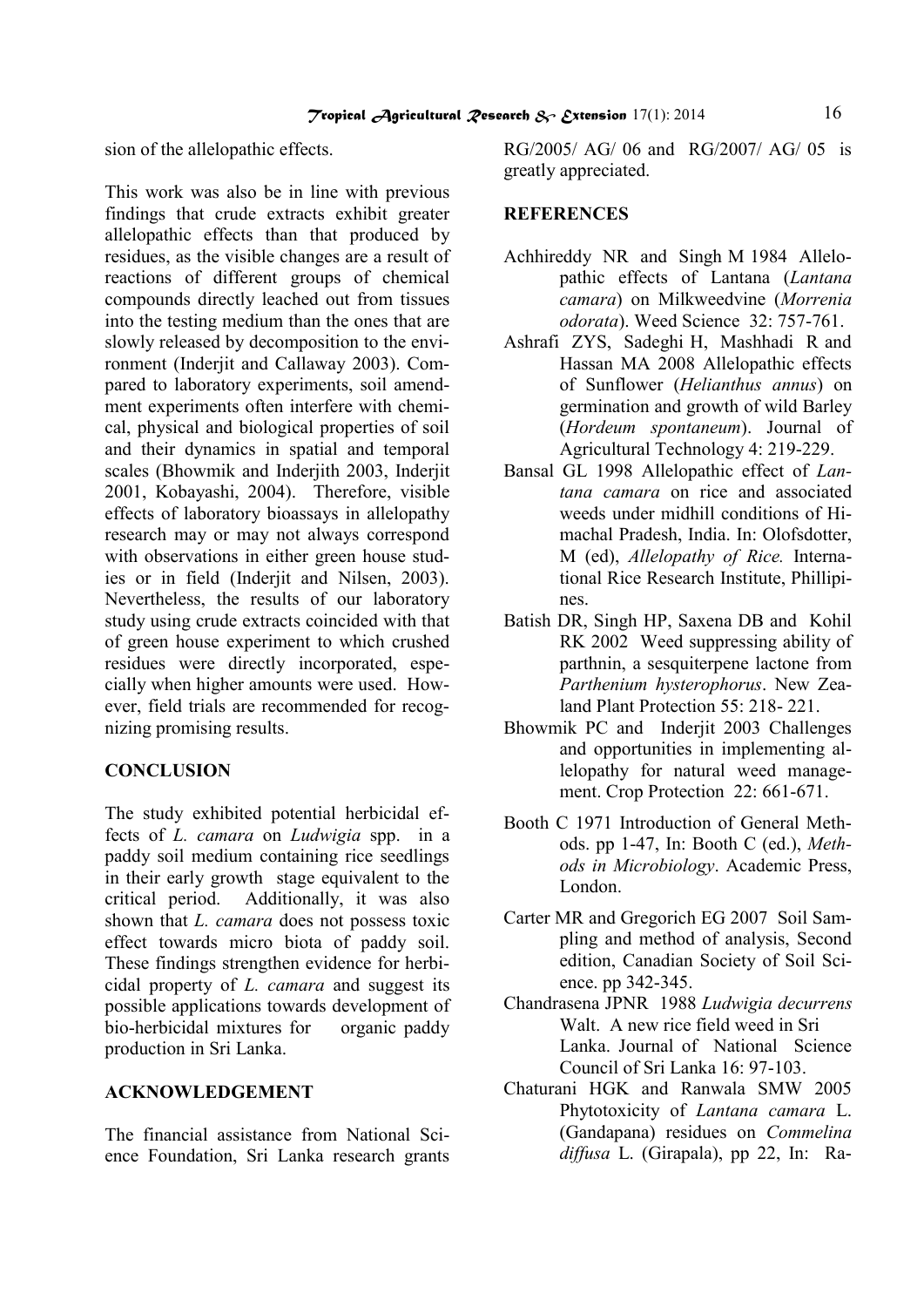sion of the allelopathic effects.

This work was also be in line with previous findings that crude extracts exhibit greater allelopathic effects than that produced by residues, as the visible changes are a result of reactions of different groups of chemical compounds directly leached out from tissues into the testing medium than the ones that are slowly released by decomposition to the environment (Inderjit and Callaway 2003). Compared to laboratory experiments, soil amendment experiments often interfere with chemical, physical and biological properties of soil and their dynamics in spatial and temporal scales (Bhowmik and Inderjith 2003, Inderjit 2001, Kobayashi, 2004). Therefore, visible effects of laboratory bioassays in allelopathy research may or may not always correspond with observations in either green house studies or in field (Inderjit and Nilsen, 2003). Nevertheless, the results of our laboratory study using crude extracts coincided with that of green house experiment to which crushed residues were directly incorporated, especially when higher amounts were used. However, field trials are recommended for recognizing promising results.

## CONCLUSION

The study exhibited potential herbicidal effects of *L. camara* on *Ludwigia* spp. in a paddy soil medium containing rice seedlings in their early growth stage equivalent to the critical period. Additionally, it was also shown that *L. camara* does not possess toxic effect towards micro biota of paddy soil. These findings strengthen evidence for herbicidal property of *L. camara* and suggest its possible applications towards development of bio-herbicidal mixtures for organic paddy production in Sri Lanka.

## ACKNOWLEDGEMENT

The financial assistance from National Science Foundation, Sri Lanka research grants RG/2005/ AG/ 06 and RG/2007/ AG/ 05 is greatly appreciated.

## REFERENCES

Achhireddy NR and Singh M 1984 Allelopathic effects of Lantana (*Lantana camara*) on Milkweedvine (*Morrenia odorata*). Weed Science 32: 757-761.

Ashrafi ZYS, Sadeghi H, Mashhadi R and Hassan MA 2008 Allelopathic effects of Sunflower (*Helianthus annus*) on germination and growth of wild Barley (*Hordeum spontaneum*). Journal of Agricultural Technology 4: 219-229.

Bansal GL 1998 Allelopathic effect of *Lantana camara* on rice and associated weeds under midhill conditions of Himachal Pradesh, India. In: Olofsdotter, M (ed), *Allelopathy of Rice.* International Rice Research Institute, Phillipines.

Batish DR, Singh HP, Saxena DB and Kohil RK 2002 Weed suppressing ability of parthnin, a sesquiterpene lactone from *Parthenium hysterophorus*. New Zealand Plant Protection 55: 218- 221.

Bhowmik PC and Inderjit 2003 Challenges and opportunities in implementing allelopathy for natural weed management. Crop Protection 22: 661-671.

Booth C 1971 Introduction of General Methods. pp 1-47, In: Booth C (ed.), *Methods in Microbiology*. Academic Press, London.

Carter MR and Gregorich EG 2007 Soil Sampling and method of analysis, Second edition, Canadian Society of Soil Science. pp 342-345.

Chandrasena JPNR 1988 *Ludwigia decurrens* Walt. A new rice field weed in Sri Lanka. Journal of National Science Council of Sri Lanka 16: 97-103.

Chaturani HGK and Ranwala SMW 2005 Phytotoxicity of *Lantana camara* L. (Gandapana) residues on *Commelina diffusa* L. (Girapala), pp 22, In: Ra-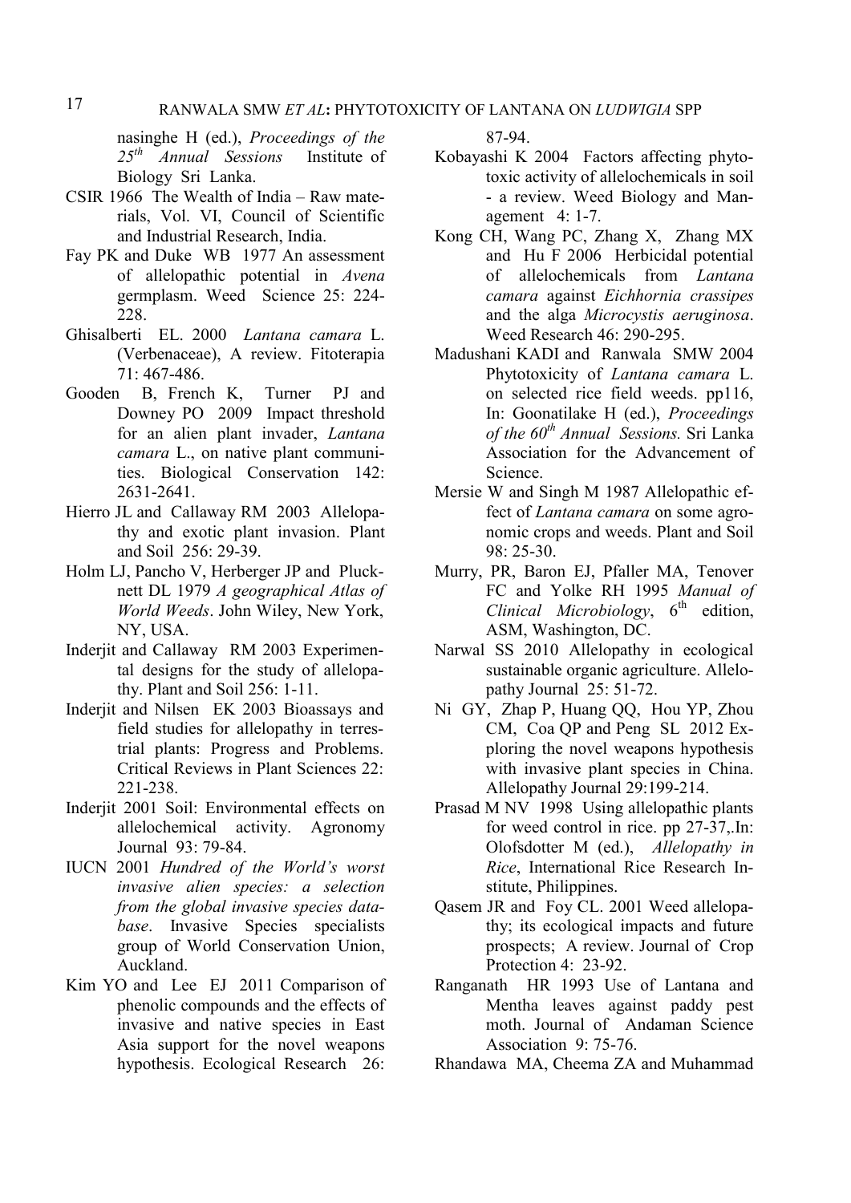nasinghe H (ed.), *Proceedings of the 25th Annual Sessions* Institute of Biology Sri Lanka.

CSIR 1966 The Wealth of India – Raw materials, Vol. VI, Council of Scientific and Industrial Research, India.

Fay PK and Duke WB 1977 An assessment of allelopathic potential in *Avena* germplasm. Weed Science 25: 224-228.

Ghisalberti EL. 2000 *Lantana camara* L. (Verbenaceae), A review. Fitoterapia 71: 467-486.

Gooden B, French K, Turner PJ and Downey PO 2009 Impact threshold for an alien plant invader, *Lantana camara* L., on native plant communities. Biological Conservation 142: 2631-2641.

Hierro JL and Callaway RM 2003 Allelopathy and exotic plant invasion. Plant and Soil 256: 29-39.

Holm LJ, Pancho V, Herberger JP and Plucknett DL 1979 *A geographical Atlas of World Weeds*. John Wiley, New York, NY, USA.

Inderjit and Callaway RM 2003 Experimental designs for the study of allelopathy. Plant and Soil 256: 1-11.

Inderjit and Nilsen EK 2003 Bioassays and field studies for allelopathy in terrestrial plants: Progress and Problems. Critical Reviews in Plant Sciences 22: 221-238.

Inderjit 2001 Soil: Environmental effects on allelochemical activity. Agronomy Journal 93: 79-84.

IUCN 2001 *Hundred of the World's worst invasive alien species: a selection from the global invasive species database*. Invasive Species specialists group of World Conservation Union, Auckland.

Kim YO and Lee EJ 2011 Comparison of phenolic compounds and the effects of invasive and native species in East Asia support for the novel weapons hypothesis. Ecological Research 26: 87-94.

Kobayashi K 2004 Factors affecting phytotoxic activity of allelochemicals in soil - a review. Weed Biology and Management 4: 1-7.

Kong CH, Wang PC, Zhang X, Zhang MX and Hu F 2006 Herbicidal potential of allelochemicals from *Lantana camara* against *Eichhornia crassipes* and the alga *Microcystis aeruginosa*. Weed Research 46: 290-295.

Madushani KADI and Ranwala SMW 2004 Phytotoxicity of *Lantana camara* L. on selected rice field weeds. pp116, In: Goonatilake H (ed.), *Proceedings of the 60th Annual Sessions.* Sri Lanka Association for the Advancement of Science.

Mersie W and Singh M 1987 Allelopathic effect of *Lantana camara* on some agronomic crops and weeds. Plant and Soil 98: 25-30.

Murry, PR, Baron EJ, Pfaller MA, Tenover FC and Yolke RH 1995 *Manual of Clinical Microbiology*, 6th edition, ASM, Washington, DC.

Narwal SS 2010 Allelopathy in ecological sustainable organic agriculture. Allelopathy Journal 25: 51-72.

Ni GY, Zhap P, Huang QQ, Hou YP, Zhou CM, Coa QP and Peng SL 2012 Exploring the novel weapons hypothesis with invasive plant species in China. Allelopathy Journal 29:199-214.

Prasad M NV 1998 Using allelopathic plants for weed control in rice. pp 27-37,.In: Olofsdotter M (ed.), *Allelopathy in Rice*, International Rice Research Institute, Philippines.

Qasem JR and Foy CL. 2001 Weed allelopathy; its ecological impacts and future prospects; A review. Journal of Crop Protection 4: 23-92.

Ranganath HR 1993 Use of Lantana and Mentha leaves against paddy pest moth. Journal of Andaman Science Association 9: 75-76.

Rhandawa MA, Cheema ZA and Muhammad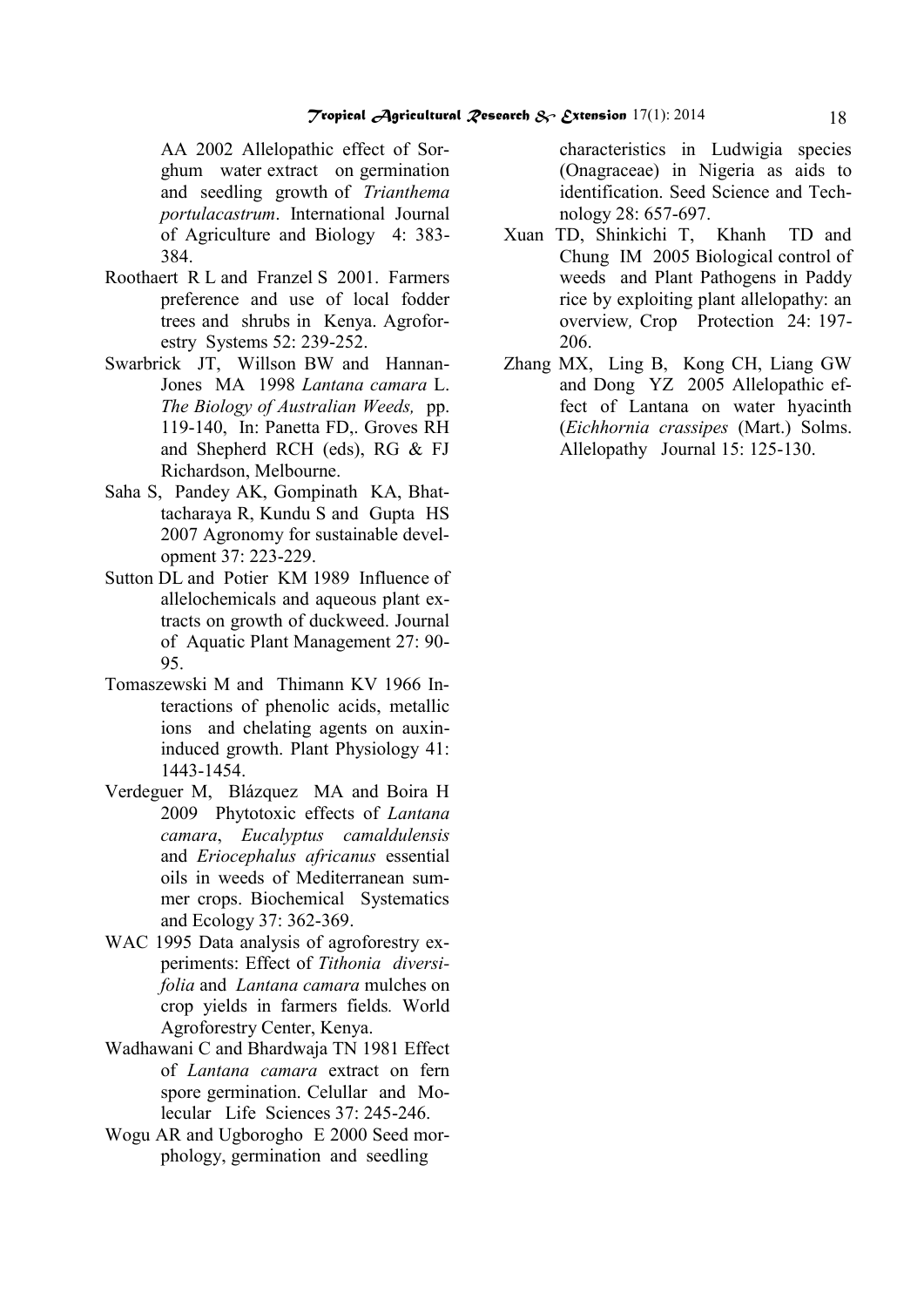AA 2002 Allelopathic effect of Sorghum water extract on germination and seedling growth of *Trianthema portulacastrum*. International Journal of Agriculture and Biology 4: 383-384.

Roothaert R L and Franzel S 2001. Farmers preference and use of local fodder trees and shrubs in Kenya. Agroforestry Systems 52: 239-252.

Swarbrick JT, Willson BW and Hannan-Jones MA 1998 *Lantana camara* L. *The Biology of Australian Weeds,* pp. 119-140, In: Panetta FD,. Groves RH and Shepherd RCH (eds), RG & FJ Richardson, Melbourne.

Saha S, Pandey AK, Gompinath KA, Bhattacharaya R, Kundu S and Gupta HS 2007 Agronomy for sustainable development 37: 223-229.

Sutton DL and Potier KM 1989 Influence of allelochemicals and aqueous plant extracts on growth of duckweed. Journal of Aquatic Plant Management 27: 90-95.

Tomaszewski M and Thimann KV 1966 Interactions of phenolic acids, metallic ions and chelating agents on auxin-induced growth. Plant Physiology 41: 1443-1454.

Verdeguer M, Blázquez MA and Boira H 2009 Phytotoxic effects of *Lantana camara*, *Eucalyptus camaldulensis* and *Eriocephalus africanus* essential oils in weeds of Mediterranean summer crops. Biochemical Systematics and Ecology 37: 362-369.

WAC 1995 Data analysis of agroforestry experiments: Effect of *Tithonia diversifolia* and *Lantana camara* mulches on crop yields in farmers fields. World Agroforestry Center, Kenya.

Wadhawani C and Bhardwaja TN 1981 Effect of *Lantana camara* extract on fern spore germination. Celullar and Molecular Life Sciences 37: 245-246.

Wogu AR and Ugborogho E 2000 Seed morphology, germination and seedling characteristics in Ludwigia species (Onagraceae) in Nigeria as aids to identification. Seed Science and Technology 28: 657-697.

Xuan TD, Shinkichi T, Khanh TD and Chung IM 2005 Biological control of weeds and Plant Pathogens in Paddy rice by exploiting plant allelopathy: an overview*,* Crop Protection 24: 197-206.

Zhang MX, Ling B, Kong CH, Liang GW and Dong YZ 2005 Allelopathic effect of Lantana on water hyacinth (*Eichhornia crassipes* (Mart.) Solms. Allelopathy Journal 15: 125-130.